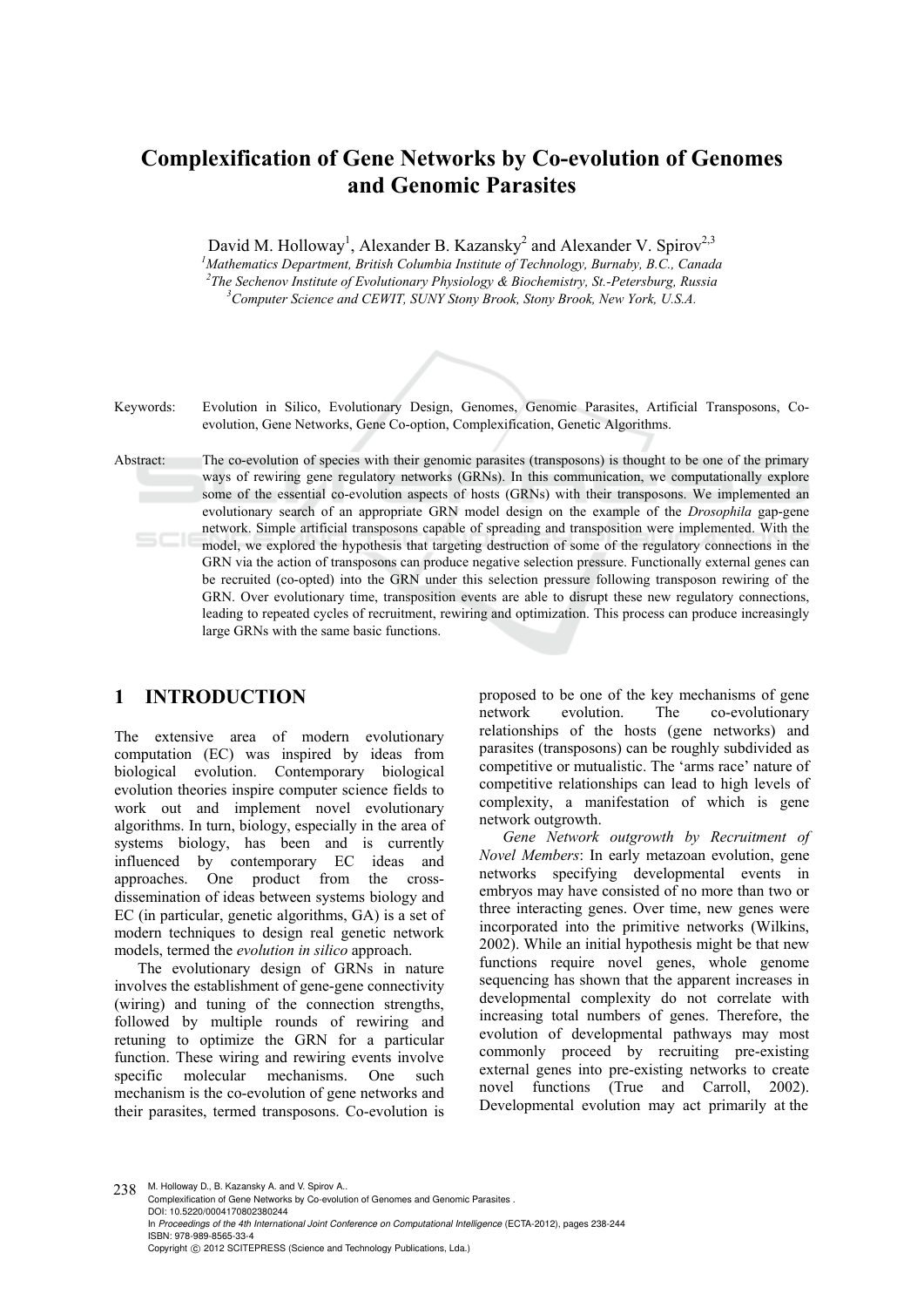# Complexification of Gene Networks by Co-evolution of Genomes and Genomic Parasites

David M. Holloway[1], Alexander B. Kazansky[2] and Alexander V. Spirov[2,3]

[1]*Mathematics Department, British Columbia Institute of Technology, Burnaby, B.C., Canada*
[2]*The Sechenov Institute of Evolutionary Physiology & Biochemistry, St.-Petersburg, Russia*
[3]*Computer Science and CEWIT, SUNY Stony Brook, Stony Brook, New York, U.S.A.*

Keywords: Evolution in Silico, Evolutionary Design, Genomes, Genomic Parasites, Artificial Transposons, Co-evolution, Gene Networks, Gene Co-option, Complexification, Genetic Algorithms.

Abstract: The co-evolution of species with their genomic parasites (transposons) is thought to be one of the primary ways of rewiring gene regulatory networks (GRNs). In this communication, we computationally explore some of the essential co-evolution aspects of hosts (GRNs) with their transposons. We implemented an evolutionary search of an appropriate GRN model design on the example of the *Drosophila* gap-gene network. Simple artificial transposons capable of spreading and transposition were implemented. With the model, we explored the hypothesis that targeting destruction of some of the regulatory connections in the GRN via the action of transposons can produce negative selection pressure. Functionally external genes can be recruited (co-opted) into the GRN under this selection pressure following transposon rewiring of the GRN. Over evolutionary time, transposition events are able to disrupt these new regulatory connections, leading to repeated cycles of recruitment, rewiring and optimization. This process can produce increasingly large GRNs with the same basic functions.

## 1 INTRODUCTION

The extensive area of modern evolutionary computation (EC) was inspired by ideas from biological evolution. Contemporary biological evolution theories inspire computer science fields to work out and implement novel evolutionary algorithms. In turn, biology, especially in the area of systems biology, has been and is currently influenced by contemporary EC ideas and approaches. One product from the cross-dissemination of ideas between systems biology and EC (in particular, genetic algorithms, GA) is a set of modern techniques to design real genetic network models, termed the *evolution in silico* approach.

The evolutionary design of GRNs in nature involves the establishment of gene-gene connectivity (wiring) and tuning of the connection strengths, followed by multiple rounds of rewiring and retuning to optimize the GRN for a particular function. These wiring and rewiring events involve specific molecular mechanisms. One such mechanism is the co-evolution of gene networks and their parasites, termed transposons. Co-evolution is proposed to be one of the key mechanisms of gene network evolution. The co-evolutionary relationships of the hosts (gene networks) and parasites (transposons) can be roughly subdivided as competitive or mutualistic. The 'arms race' nature of competitive relationships can lead to high levels of complexity, a manifestation of which is gene network outgrowth.

*Gene Network outgrowth by Recruitment of Novel Members*: In early metazoan evolution, gene networks specifying developmental events in embryos may have consisted of no more than two or three interacting genes. Over time, new genes were incorporated into the primitive networks (Wilkins, 2002). While an initial hypothesis might be that new functions require novel genes, whole genome sequencing has shown that the apparent increases in developmental complexity do not correlate with increasing total numbers of genes. Therefore, the evolution of developmental pathways may most commonly proceed by recruiting pre-existing external genes into pre-existing networks to create novel functions (True and Carroll, 2002). Developmental evolution may act primarily at the

M. Holloway D., B. Kazansky A. and V. Spirov A..
Complexification of Gene Networks by Co-evolution of Genomes and Genomic Parasites .
DOI: 10.5220/0004170802380244
In *Proceedings of the 4th International Joint Conference on Computational Intelligence* (ECTA-2012), pages 238-244
ISBN: 978-989-8565-33-4
Copyright © 2012 SCITEPRESS (Science and Technology Publications, Lda.)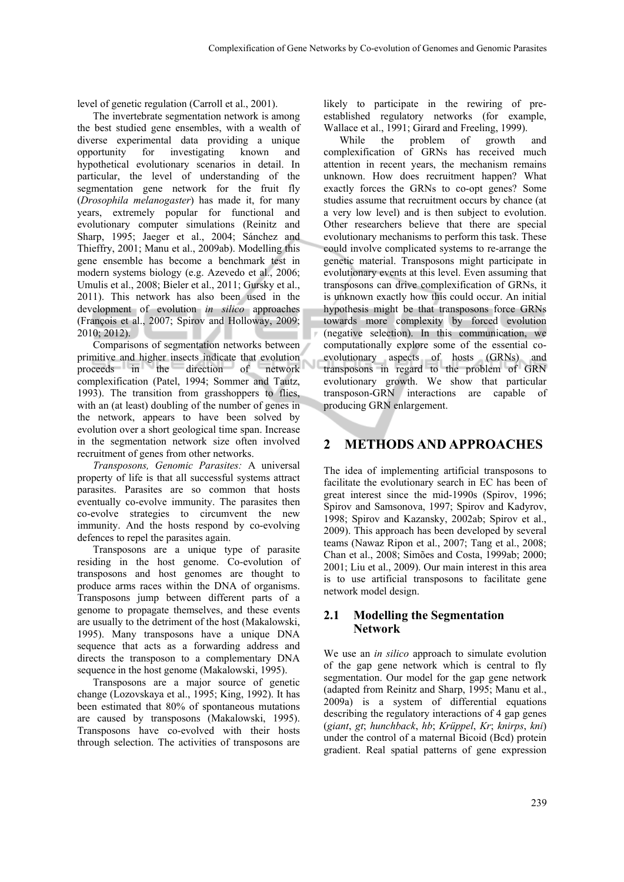level of genetic regulation (Carroll et al., 2001).

The invertebrate segmentation network is among the best studied gene ensembles, with a wealth of diverse experimental data providing a unique opportunity for investigating known and hypothetical evolutionary scenarios in detail. In particular, the level of understanding of the segmentation gene network for the fruit fly (*Drosophila melanogaster*) has made it, for many years, extremely popular for functional and evolutionary computer simulations (Reinitz and Sharp, 1995; Jaeger et al., 2004; Sánchez and Thieffry, 2001; Manu et al., 2009ab). Modelling this gene ensemble has become a benchmark test in modern systems biology (e.g. Azevedo et al., 2006; Umulis et al., 2008; Bieler et al., 2011; Gursky et al., 2011). This network has also been used in the development of evolution *in silico* approaches (François et al., 2007; Spirov and Holloway, 2009; 2010; 2012).

Comparisons of segmentation networks between primitive and higher insects indicate that evolution proceeds in the direction of network complexification (Patel, 1994; Sommer and Tautz, 1993). The transition from grasshoppers to flies, with an (at least) doubling of the number of genes in the network, appears to have been solved by evolution over a short geological time span. Increase in the segmentation network size often involved recruitment of genes from other networks.

*Transposons, Genomic Parasites:* A universal property of life is that all successful systems attract parasites. Parasites are so common that hosts eventually co-evolve immunity. The parasites then co-evolve strategies to circumvent the new immunity. And the hosts respond by co-evolving defences to repel the parasites again.

Transposons are a unique type of parasite residing in the host genome. Co-evolution of transposons and host genomes are thought to produce arms races within the DNA of organisms. Transposons jump between different parts of a genome to propagate themselves, and these events are usually to the detriment of the host (Makalowski, 1995). Many transposons have a unique DNA sequence that acts as a forwarding address and directs the transposon to a complementary DNA sequence in the host genome (Makalowski, 1995).

Transposons are a major source of genetic change (Lozovskaya et al., 1995; King, 1992). It has been estimated that 80% of spontaneous mutations are caused by transposons (Makalowski, 1995). Transposons have co-evolved with their hosts through selection. The activities of transposons are likely to participate in the rewiring of pre-established regulatory networks (for example, Wallace et al., 1991; Girard and Freeling, 1999).

While the problem of growth and complexification of GRNs has received much attention in recent years, the mechanism remains unknown. How does recruitment happen? What exactly forces the GRNs to co-opt genes? Some studies assume that recruitment occurs by chance (at a very low level) and is then subject to evolution. Other researchers believe that there are special evolutionary mechanisms to perform this task. These could involve complicated systems to re-arrange the genetic material. Transposons might participate in evolutionary events at this level. Even assuming that transposons can drive complexification of GRNs, it is unknown exactly how this could occur. An initial hypothesis might be that transposons force GRNs towards more complexity by forced evolution (negative selection). In this communication, we computationally explore some of the essential co-evolutionary aspects of hosts (GRNs) and transposons in regard to the problem of GRN evolutionary growth. We show that particular transposon-GRN interactions are capable of producing GRN enlargement.

## 2 METHODS AND APPROACHES

The idea of implementing artificial transposons to facilitate the evolutionary search in EC has been of great interest since the mid-1990s (Spirov, 1996; Spirov and Samsonova, 1997; Spirov and Kadyrov, 1998; Spirov and Kazansky, 2002ab; Spirov et al., 2009). This approach has been developed by several teams (Nawaz Ripon et al., 2007; Tang et al., 2008; Chan et al., 2008; Simões and Costa, 1999ab; 2000; 2001; Liu et al., 2009). Our main interest in this area is to use artificial transposons to facilitate gene network model design.

### 2.1 Modelling the Segmentation Network

We use an *in silico* approach to simulate evolution of the gap gene network which is central to fly segmentation. Our model for the gap gene network (adapted from Reinitz and Sharp, 1995; Manu et al., 2009a) is a system of differential equations describing the regulatory interactions of 4 gap genes (*giant*, *gt*; *hunchback*, *hb*; *Krüppel*, *Kr*; *knirps*, *kni*) under the control of a maternal Bicoid (Bcd) protein gradient. Real spatial patterns of gene expression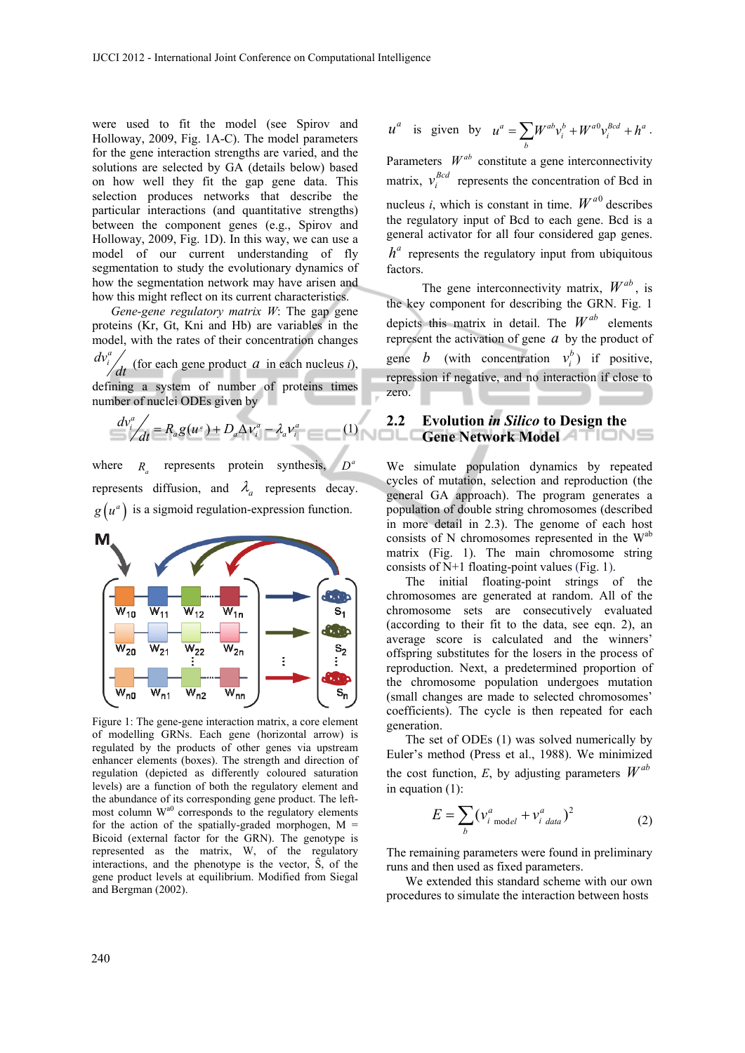were used to fit the model (see Spirov and Holloway, 2009, Fig. 1A-C). The model parameters for the gene interaction strengths are varied, and the solutions are selected by GA (details below) based on how well they fit the gap gene data. This selection produces networks that describe the particular interactions (and quantitative strengths) between the component genes (e.g., Spirov and Holloway, 2009, Fig. 1D). In this way, we can use a model of our current understanding of fly segmentation to study the evolutionary dynamics of how the segmentation network may have arisen and how this might reflect on its current characteristics.

*Gene-gene regulatory matrix W*: The gap gene proteins (Kr, Gt, Kni and Hb) are variables in the model, with the rates of their concentration changes $dv_i^a/dt$ (for each gene product $a$ in each nucleus $i$), defining a system of number of proteins times number of nuclei ODEs given by

$$dv_i^a/dt = R_a g(u^a) + D_a \Delta v_i^a - \lambda_a v_i^a \qquad (1)$$

where $R_a$ represents protein synthesis, $D^a$ represents diffusion, and $\lambda_a$ represents decay. $g(u^a)$ is a sigmoid regulation-expression function.

Figure 1: The gene-gene interaction matrix, a core element of modelling GRNs. Each gene (horizontal arrow) is regulated by the products of other genes via upstream enhancer elements (boxes). The strength and direction of regulation (depicted as differently coloured saturation levels) are a function of both the regulatory element and the abundance of its corresponding gene product. The left-most column $W^{a0}$ corresponds to the regulatory elements for the action of the spatially-graded morphogen, M = Bicoid (external factor for the GRN). The genotype is represented as the matrix, W, of the regulatory interactions, and the phenotype is the vector, Ŝ, of the gene product levels at equilibrium. Modified from Siegal and Bergman (2002).

$u^a$ is given by $u^a = \sum_b W^{ab} v_i^b + W^{a0} v_i^{Bcd} + h^a$.

Parameters $W^{ab}$ constitute a gene interconnectivity matrix, $v_i^{Bcd}$ represents the concentration of Bcd in nucleus $i$, which is constant in time. $W^{a0}$ describes the regulatory input of Bcd to each gene. Bcd is a general activator for all four considered gap genes. $h^a$ represents the regulatory input from ubiquitous factors.

The gene interconnectivity matrix, $W^{ab}$, is the key component for describing the GRN. Fig. 1 depicts this matrix in detail. The $W^{ab}$ elements represent the activation of gene $a$ by the product of gene $b$ (with concentration $v_i^b$) if positive, repression if negative, and no interaction if close to zero.

## 2.2 Evolution *in Silico* to Design the Gene Network Model

We simulate population dynamics by repeated cycles of mutation, selection and reproduction (the general GA approach). The program generates a population of double string chromosomes (described in more detail in 2.3). The genome of each host consists of N chromosomes represented in the $W^{ab}$ matrix (Fig. 1). The main chromosome string consists of N+1 floating-point values (Fig. 1).

The initial floating-point strings of the chromosomes are generated at random. All of the chromosome sets are consecutively evaluated (according to their fit to the data, see eqn. 2), an average score is calculated and the winners' offspring substitutes for the losers in the process of reproduction. Next, a predetermined proportion of the chromosome population undergoes mutation (small changes are made to selected chromosomes' coefficients). The cycle is then repeated for each generation.

The set of ODEs (1) was solved numerically by Euler's method (Press et al., 1988). We minimized the cost function, $E$, by adjusting parameters $W^{ab}$ in equation (1):

$$E = \sum_b (v_{i\ model}^a + v_{i\ data}^a)^2 \qquad (2)$$

The remaining parameters were found in preliminary runs and then used as fixed parameters.

We extended this standard scheme with our own procedures to simulate the interaction between hosts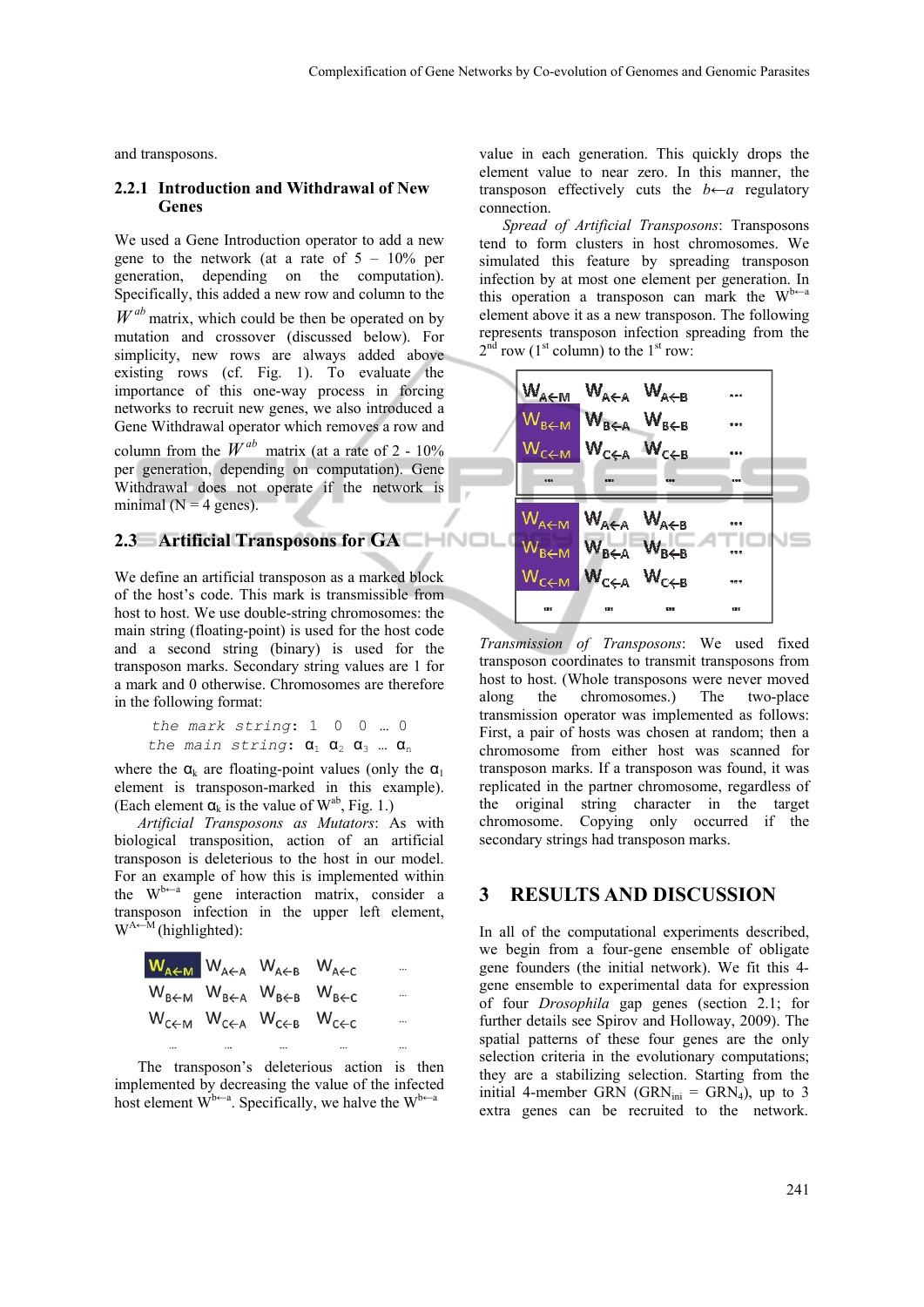and transposons.

### 2.2.1 Introduction and Withdrawal of New Genes

We used a Gene Introduction operator to add a new gene to the network (at a rate of 5 – 10% per generation, depending on the computation). Specifically, this added a new row and column to the $W^{ab}$ matrix, which could be then be operated on by mutation and crossover (discussed below). For simplicity, new rows are always added above existing rows (cf. Fig. 1). To evaluate the importance of this one-way process in forcing networks to recruit new genes, we also introduced a Gene Withdrawal operator which removes a row and column from the $W^{ab}$ matrix (at a rate of 2 - 10% per generation, depending on computation). Gene Withdrawal does not operate if the network is minimal (N = 4 genes).

## 2.3 Artificial Transposons for GA

We define an artificial transposon as a marked block of the host's code. This mark is transmissible from host to host. We use double-string chromosomes: the main string (floating-point) is used for the host code and a second string (binary) is used for the transposon marks. Secondary string values are 1 for a mark and 0 otherwise. Chromosomes are therefore in the following format:

*the mark string*: 1 0 0 … 0
*the main string*: $\alpha_1$ $\alpha_2$ $\alpha_3$ … $\alpha_n$

where the $\alpha_k$ are floating-point values (only the $\alpha_1$ element is transposon-marked in this example). (Each element $\alpha_k$ is the value of $W^{ab}$, Fig. 1.)

*Artificial Transposons as Mutators*: As with biological transposition, action of an artificial transposon is deleterious to the host in our model. For an example of how this is implemented within the $W^{b \leftarrow a}$ gene interaction matrix, consider a transposon infection in the upper left element, $W^{A \leftarrow M}$ (highlighted):

| $W_{A \leftarrow M}$ | $W_{A \leftarrow A}$ | $W_{A \leftarrow B}$ | $W_{A \leftarrow C}$ | … |
|---|---|---|---|---|
| $W_{B \leftarrow M}$ | $W_{B \leftarrow A}$ | $W_{B \leftarrow B}$ | $W_{B \leftarrow C}$ | … |
| $W_{C \leftarrow M}$ | $W_{C \leftarrow A}$ | $W_{C \leftarrow B}$ | $W_{C \leftarrow C}$ | … |
| … | … | … | … | … |

The transposon's deleterious action is then implemented by decreasing the value of the infected host element $W^{b \leftarrow a}$. Specifically, we halve the $W^{b \leftarrow a}$ value in each generation. This quickly drops the element value to near zero. In this manner, the transposon effectively cuts the $b \leftarrow a$ regulatory connection.

*Spread of Artificial Transposons*: Transposons tend to form clusters in host chromosomes. We simulated this feature by spreading transposon infection by at most one element per generation. In this operation a transposon can mark the $W^{b \leftarrow a}$ element above it as a new transposon. The following represents transposon infection spreading from the 2nd row (1st column) to the 1st row:

| $W_{A \leftarrow M}$ | $W_{A \leftarrow A}$ | $W_{A \leftarrow B}$ | … |
|---|---|---|---|
| $W_{B \leftarrow M}$ | $W_{B \leftarrow A}$ | $W_{B \leftarrow B}$ | … |
| $W_{C \leftarrow M}$ | $W_{C \leftarrow A}$ | $W_{C \leftarrow B}$ | … |
| … | … | … | … |

| $W_{A \leftarrow M}$ | $W_{A \leftarrow A}$ | $W_{A \leftarrow B}$ | … |
|---|---|---|---|
| $W_{B \leftarrow M}$ | $W_{B \leftarrow A}$ | $W_{B \leftarrow B}$ | … |
| $W_{C \leftarrow M}$ | $W_{C \leftarrow A}$ | $W_{C \leftarrow B}$ | … |
| … | … | … | … |

*Transmission of Transposons*: We used fixed transposon coordinates to transmit transposons from host to host. (Whole transposons were never moved along the chromosomes.) The two-place transmission operator was implemented as follows: First, a pair of hosts was chosen at random; then a chromosome from either host was scanned for transposon marks. If a transposon was found, it was replicated in the partner chromosome, regardless of the original string character in the target chromosome. Copying only occurred if the secondary strings had transposon marks.

# 3 RESULTS AND DISCUSSION

In all of the computational experiments described, we begin from a four-gene ensemble of obligate gene founders (the initial network). We fit this 4-gene ensemble to experimental data for expression of four *Drosophila* gap genes (section 2.1; for further details see Spirov and Holloway, 2009). The spatial patterns of these four genes are the only selection criteria in the evolutionary computations; they are a stabilizing selection. Starting from the initial 4-member GRN ($GRN_{ini}$ = $GRN_4$), up to 3 extra genes can be recruited to the network.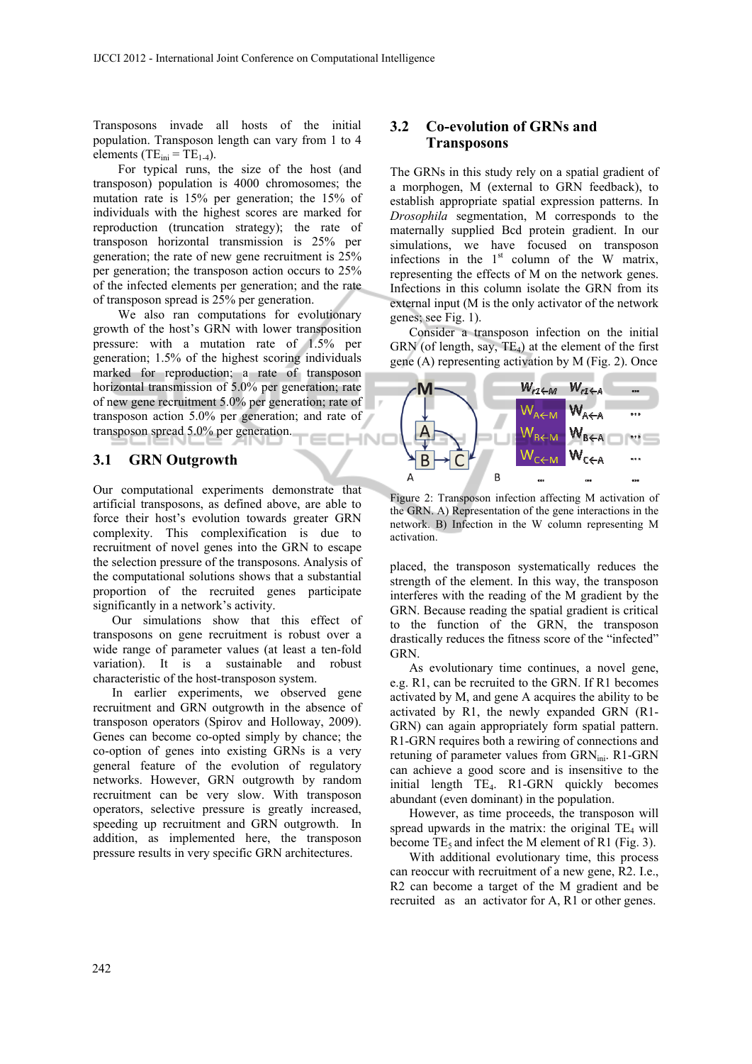Transposons invade all hosts of the initial population. Transposon length can vary from 1 to 4 elements ($TE_{ini} = TE_{1\text{-}4}$).

For typical runs, the size of the host (and transposon) population is 4000 chromosomes; the mutation rate is 15% per generation; the 15% of individuals with the highest scores are marked for reproduction (truncation strategy); the rate of transposon horizontal transmission is 25% per generation; the rate of new gene recruitment is 25% per generation; the transposon action occurs to 25% of the infected elements per generation; and the rate of transposon spread is 25% per generation.

We also ran computations for evolutionary growth of the host's GRN with lower transposition pressure: with a mutation rate of 1.5% per generation; 1.5% of the highest scoring individuals marked for reproduction; a rate of transposon horizontal transmission of 5.0% per generation; rate of new gene recruitment 5.0% per generation; rate of transposon action 5.0% per generation; and rate of transposon spread 5.0% per generation.

## 3.1 GRN Outgrowth

Our computational experiments demonstrate that artificial transposons, as defined above, are able to force their host's evolution towards greater GRN complexity. This complexification is due to recruitment of novel genes into the GRN to escape the selection pressure of the transposons. Analysis of the computational solutions shows that a substantial proportion of the recruited genes participate significantly in a network's activity.

Our simulations show that this effect of transposons on gene recruitment is robust over a wide range of parameter values (at least a ten-fold variation). It is a sustainable and robust characteristic of the host-transposon system.

In earlier experiments, we observed gene recruitment and GRN outgrowth in the absence of transposon operators (Spirov and Holloway, 2009). Genes can become co-opted simply by chance; the co-option of genes into existing GRNs is a very general feature of the evolution of regulatory networks. However, GRN outgrowth by random recruitment can be very slow. With transposon operators, selective pressure is greatly increased, speeding up recruitment and GRN outgrowth. In addition, as implemented here, the transposon pressure results in very specific GRN architectures.

## 3.2 Co-evolution of GRNs and Transposons

The GRNs in this study rely on a spatial gradient of a morphogen, M (external to GRN feedback), to establish appropriate spatial expression patterns. In *Drosophila* segmentation, M corresponds to the maternally supplied Bcd protein gradient. In our simulations, we have focused on transposon infections in the 1st column of the W matrix, representing the effects of M on the network genes. Infections in this column isolate the GRN from its external input (M is the only activator of the network genes; see Fig. 1).

Consider a transposon infection on the initial GRN (of length, say, $TE_4$) at the element of the first gene (A) representing activation by M (Fig. 2). Once placed, the transposon systematically reduces the strength of the element. In this way, the transposon interferes with the reading of the M gradient by the GRN. Because reading the spatial gradient is critical to the function of the GRN, the transposon drastically reduces the fitness score of the "infected" GRN.

Figure 2: Transposon infection affecting M activation of the GRN. A) Representation of the gene interactions in the network. B) Infection in the W column representing M activation.

As evolutionary time continues, a novel gene, e.g. R1, can be recruited to the GRN. If R1 becomes activated by M, and gene A acquires the ability to be activated by R1, the newly expanded GRN (R1-GRN) can again appropriately form spatial pattern. R1-GRN requires both a rewiring of connections and retuning of parameter values from $GRN_{ini}$. R1-GRN can achieve a good score and is insensitive to the initial length $TE_4$. R1-GRN quickly becomes abundant (even dominant) in the population.

However, as time proceeds, the transposon will spread upwards in the matrix: the original $TE_4$ will become $TE_5$ and infect the M element of R1 (Fig. 3).

With additional evolutionary time, this process can reoccur with recruitment of a new gene, R2. I.e., R2 can become a target of the M gradient and be recruited as an activator for A, R1 or other genes.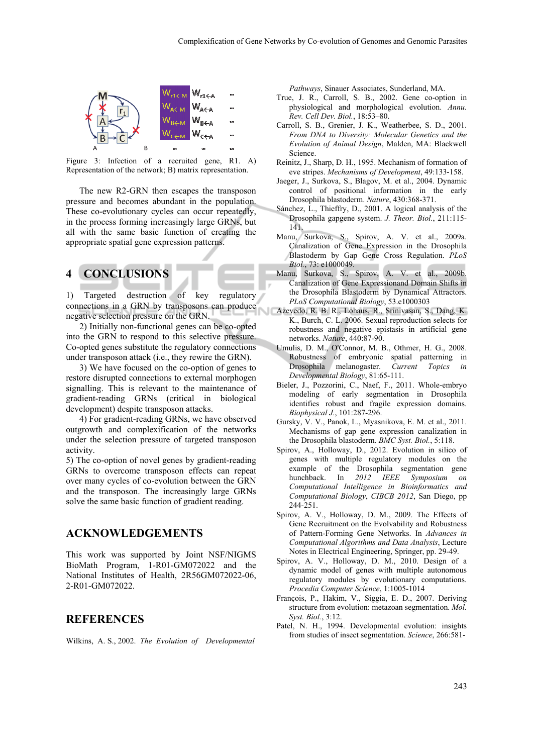Figure 3: Infection of a recruited gene, R1. A) Representation of the network; B) matrix representation.

The new R2-GRN then escapes the transposon pressure and becomes abundant in the population. These co-evolutionary cycles can occur repeatedly, in the process forming increasingly large GRNs, but all with the same basic function of creating the appropriate spatial gene expression patterns.

## 4 CONCLUSIONS

1) Targeted destruction of key regulatory connections in a GRN by transposons can produce negative selection pressure on the GRN.

2) Initially non-functional genes can be co-opted into the GRN to respond to this selective pressure. Co-opted genes substitute the regulatory connections under transposon attack (i.e., they rewire the GRN).

3) We have focused on the co-option of genes to restore disrupted connections to external morphogen signalling. This is relevant to the maintenance of gradient-reading GRNs (critical in biological development) despite transposon attacks.

4) For gradient-reading GRNs, we have observed outgrowth and complexification of the networks under the selection pressure of targeted transposon activity.

5) The co-option of novel genes by gradient-reading GRNs to overcome transposon effects can repeat over many cycles of co-evolution between the GRN and the transposon. The increasingly large GRNs solve the same basic function of gradient reading.

## ACKNOWLEDGEMENTS

This work was supported by Joint NSF/NIGMS BioMath Program, 1-R01-GM072022 and the National Institutes of Health, 2R56GM072022-06, 2-R01-GM072022.

## REFERENCES

Wilkins, A. S., 2002. *The Evolution of Developmental Pathways*, Sinauer Associates, Sunderland, MA.

True, J. R., Carroll, S. B., 2002. Gene co-option in physiological and morphological evolution. *Annu. Rev. Cell Dev. Biol.*, 18:53–80.

Carroll, S. B., Grenier, J. K., Weatherbee, S. D., 2001. *From DNA to Diversity: Molecular Genetics and the Evolution of Animal Design*, Malden, MA: Blackwell Science.

Reinitz, J., Sharp, D. H., 1995. Mechanism of formation of eve stripes. *Mechanisms of Development*, 49:133-158.

Jaeger, J., Surkova, S., Blagov, M. et al., 2004. Dynamic control of positional information in the early Drosophila blastoderm. *Nature*, 430:368-371.

Sánchez, L., Thieffry, D., 2001. A logical analysis of the Drosophila gapgene system. *J. Theor. Biol.*, 211:115-141.

Manu, Surkova, S., Spirov, A. V. et al., 2009a. Canalization of Gene Expression in the Drosophila Blastoderm by Gap Gene Cross Regulation. *PLoS Biol.*, 73: e1000049.

Manu, Surkova, S., Spirov, A. V. et al., 2009b. Canalization of Gene Expressionand Domain Shifts in the Drosophila Blastoderm by Dynamical Attractors. *PLoS Computational Biology*, 53.e1000303

Azevedo, R. B. R., Lohaus, R., Srinivasan, S., Dang, K. K., Burch, C. L. 2006. Sexual reproduction selects for robustness and negative epistasis in artificial gene networks. *Nature*, 440:87-90.

Umulis, D. M., O'Connor, M. B., Othmer, H. G., 2008. Robustness of embryonic spatial patterning in Drosophila melanogaster. *Current Topics in Developmental Biology*, 81:65-111.

Bieler, J., Pozzorini, C., Naef, F., 2011. Whole-embryo modeling of early segmentation in Drosophila identifies robust and fragile expression domains. *Biophysical J.*, 101:287-296.

Gursky, V. V., Panok, L., Myasnikova, E. M. et al., 2011. Mechanisms of gap gene expression canalization in the Drosophila blastoderm. *BMC Syst. Biol.*, 5:118.

Spirov, A., Holloway, D., 2012. Evolution in silico of genes with multiple regulatory modules on the example of the Drosophila segmentation gene hunchback. In *2012 IEEE Symposium on Computational Intelligence in Bioinformatics and Computational Biology, CIBCB 2012*, San Diego, pp 244-251.

Spirov, A. V., Holloway, D. M., 2009. The Effects of Gene Recruitment on the Evolvability and Robustness of Pattern-Forming Gene Networks. In *Advances in Computational Algorithms and Data Analysis*, Lecture Notes in Electrical Engineering, Springer, pp. 29-49.

Spirov, A. V., Holloway, D. M., 2010. Design of a dynamic model of genes with multiple autonomous regulatory modules by evolutionary computations. *Procedia Computer Science*, 1:1005-1014

François, P., Hakim, V., Siggia, E. D., 2007. Deriving structure from evolution: metazoan segmentation. *Mol. Syst. Biol.*, 3:12.

Patel, N. H., 1994. Developmental evolution: insights from studies of insect segmentation. *Science*, 266:581-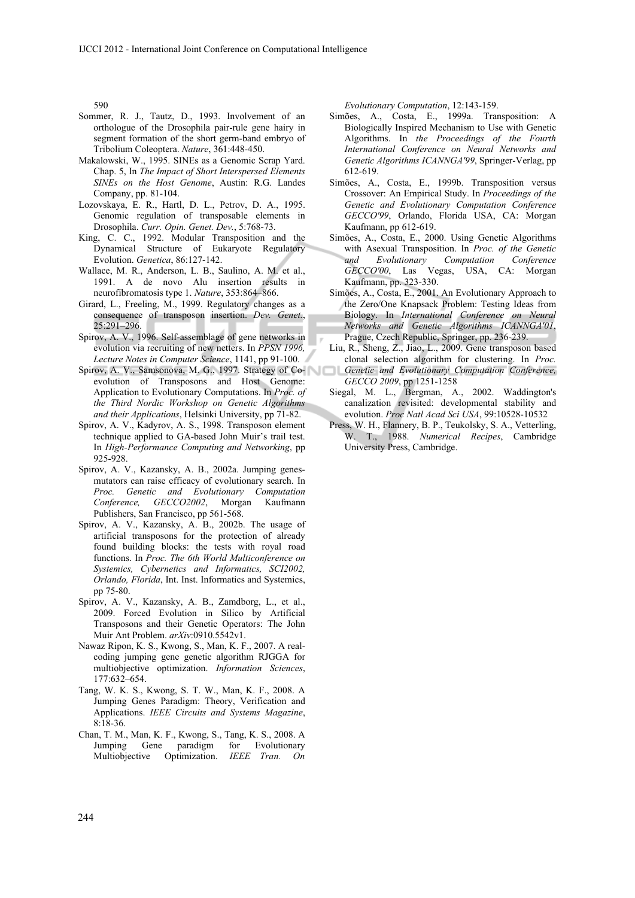590

Sommer, R. J., Tautz, D., 1993. Involvement of an orthologue of the Drosophila pair-rule gene hairy in segment formation of the short germ-band embryo of Tribolium Coleoptera. *Nature*, 361:448-450.

Makalowski, W., 1995. SINEs as a Genomic Scrap Yard. Chap. 5, In *The Impact of Short Interspersed Elements SINEs on the Host Genome*, Austin: R.G. Landes Company, pp. 81-104.

Lozovskaya, E. R., Hartl, D. L., Petrov, D. A., 1995. Genomic regulation of transposable elements in Drosophila. *Curr. Opin. Genet. Dev.*, 5:768-73.

King, C. C., 1992. Modular Transposition and the Dynamical Structure of Eukaryote Regulatory Evolution. *Genetica*, 86:127-142.

Wallace, M. R., Anderson, L. B., Saulino, A. M. et al., 1991. A de novo Alu insertion results in neurofibromatosis type 1. *Nature*, 353:864–866.

Girard, L., Freeling, M., 1999. Regulatory changes as a consequence of transposon insertion. *Dev. Genet.*, 25:291–296.

Spirov, A. V., 1996. Self-assemblage of gene networks in evolution via recruiting of new netters. In *PPSN 1996, Lecture Notes in Computer Science*, 1141, pp 91-100.

Spirov, A. V., Samsonova, M. G., 1997. Strategy of Co-evolution of Transposons and Host Genome: Application to Evolutionary Computations. In *Proc. of the Third Nordic Workshop on Genetic Algorithms and their Applications*, Helsinki University, pp 71-82.

Spirov, A. V., Kadyrov, A. S., 1998. Transposon element technique applied to GA-based John Muir's trail test. In *High-Performance Computing and Networking*, pp 925-928.

Spirov, A. V., Kazansky, A. B., 2002a. Jumping genes-mutators can raise efficacy of evolutionary search. In *Proc. Genetic and Evolutionary Computation Conference, GECCO2002*, Morgan Kaufmann Publishers, San Francisco, pp 561-568.

Spirov, A. V., Kazansky, A. B., 2002b. The usage of artificial transposons for the protection of already found building blocks: the tests with royal road functions. In *Proc. The 6th World Multiconference on Systemics, Cybernetics and Informatics, SCI2002, Orlando, Florida*, Int. Inst. Informatics and Systemics, pp 75-80.

Spirov, A. V., Kazansky, A. B., Zamdborg, L., et al., 2009. Forced Evolution in Silico by Artificial Transposons and their Genetic Operators: The John Muir Ant Problem. *arXiv*:0910.5542v1.

Nawaz Ripon, K. S., Kwong, S., Man, K. F., 2007. A real-coding jumping gene genetic algorithm RJGGA for multiobjective optimization. *Information Sciences*, 177:632–654.

Tang, W. K. S., Kwong, S. T. W., Man, K. F., 2008. A Jumping Genes Paradigm: Theory, Verification and Applications. *IEEE Circuits and Systems Magazine*, 8:18-36.

Chan, T. M., Man, K. F., Kwong, S., Tang, K. S., 2008. A Jumping Gene paradigm for Evolutionary Multiobjective Optimization. *IEEE Tran. On Evolutionary Computation*, 12:143-159.

Simões, A., Costa, E., 1999a. Transposition: A Biologically Inspired Mechanism to Use with Genetic Algorithms. In *the Proceedings of the Fourth International Conference on Neural Networks and Genetic Algorithms ICANNGA'99*, Springer-Verlag, pp 612-619.

Simões, A., Costa, E., 1999b. Transposition versus Crossover: An Empirical Study. In *Proceedings of the Genetic and Evolutionary Computation Conference GECCO'99*, Orlando, Florida USA, CA: Morgan Kaufmann, pp 612-619.

Simões, A., Costa, E., 2000. Using Genetic Algorithms with Asexual Transposition. In *Proc. of the Genetic and Evolutionary Computation Conference GECCO'00*, Las Vegas, USA, CA: Morgan Kaufmann, pp. 323-330.

Simões, A., Costa, E., 2001. An Evolutionary Approach to the Zero/One Knapsack Problem: Testing Ideas from Biology. In *International Conference on Neural Networks and Genetic Algorithms ICANNGA'01*, Prague, Czech Republic, Springer, pp. 236-239.

Liu, R., Sheng, Z., Jiao, L., 2009. Gene transposon based clonal selection algorithm for clustering. In *Proc. Genetic and Evolutionary Computation Conference, GECCO 2009*, pp 1251-1258

Siegal, M. L., Bergman, A., 2002. Waddington's canalization revisited: developmental stability and evolution. *Proc Natl Acad Sci USA*, 99:10528-10532

Press, W. H., Flannery, B. P., Teukolsky, S. A., Vetterling, W. T., 1988. *Numerical Recipes*, Cambridge University Press, Cambridge.